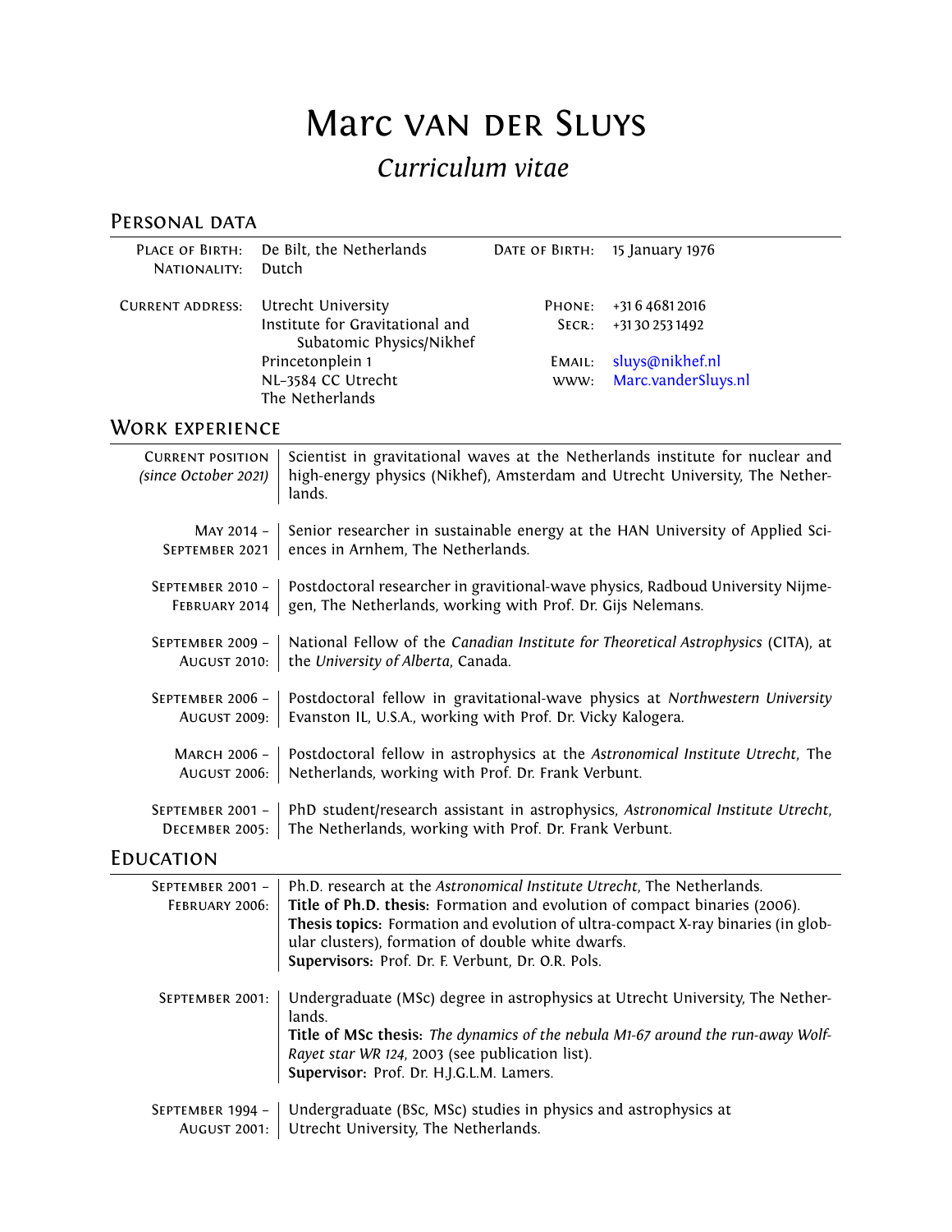# Marc van der Sluys

## *Curriculum vitae*

## Personal data

| | | | |
|---|---|---|---|
| Place of Birth: | De Bilt, the Netherlands | Date of Birth: | 15 January 1976 |
| Nationality: | Dutch | | |
| Current address: | Utrecht University<br>Institute for Gravitational and Subatomic Physics/Nikhef<br>Princetonplein 1<br>NL-3584 CC Utrecht<br>The Netherlands | Phone:<br>Secr:<br>Email:<br>www: | +31 6 4681 2016<br>+31 30 253 1492<br>sluys@nikhef.nl<br>Marc.vanderSluys.nl |

## Work experience

| | |
|---|---|
| Current position *(since October 2021)* | Scientist in gravitational waves at the Netherlands institute for nuclear and high-energy physics (Nikhef), Amsterdam and Utrecht University, The Netherlands. |
| May 2014 – September 2021 | Senior researcher in sustainable energy at the HAN University of Applied Sciences in Arnhem, The Netherlands. |
| September 2010 – February 2014 | Postdoctoral researcher in gravitional-wave physics, Radboud University Nijmegen, The Netherlands, working with Prof. Dr. Gijs Nelemans. |
| September 2009 – August 2010: | National Fellow of the *Canadian Institute for Theoretical Astrophysics* (CITA), at the *University of Alberta*, Canada. |
| September 2006 – August 2009: | Postdoctoral fellow in gravitational-wave physics at *Northwestern University* Evanston IL, U.S.A., working with Prof. Dr. Vicky Kalogera. |
| March 2006 – August 2006: | Postdoctoral fellow in astrophysics at the *Astronomical Institute Utrecht*, The Netherlands, working with Prof. Dr. Frank Verbunt. |
| September 2001 – December 2005: | PhD student/research assistant in astrophysics, *Astronomical Institute Utrecht*, The Netherlands, working with Prof. Dr. Frank Verbunt. |

## Education

| | |
|---|---|
| September 2001 – February 2006: | Ph.D. research at the *Astronomical Institute Utrecht*, The Netherlands.<br>**Title of Ph.D. thesis:** Formation and evolution of compact binaries (2006).<br>**Thesis topics:** Formation and evolution of ultra-compact X-ray binaries (in globular clusters), formation of double white dwarfs.<br>**Supervisors:** Prof. Dr. F. Verbunt, Dr. O.R. Pols. |
| September 2001: | Undergraduate (MSc) degree in astrophysics at Utrecht University, The Netherlands.<br>**Title of MSc thesis:** *The dynamics of the nebula M1-67 around the run-away Wolf-Rayet star WR 124*, 2003 (see publication list).<br>**Supervisor:** Prof. Dr. H.J.G.L.M. Lamers. |
| September 1994 – August 2001: | Undergraduate (BSc, MSc) studies in physics and astrophysics at Utrecht University, The Netherlands. |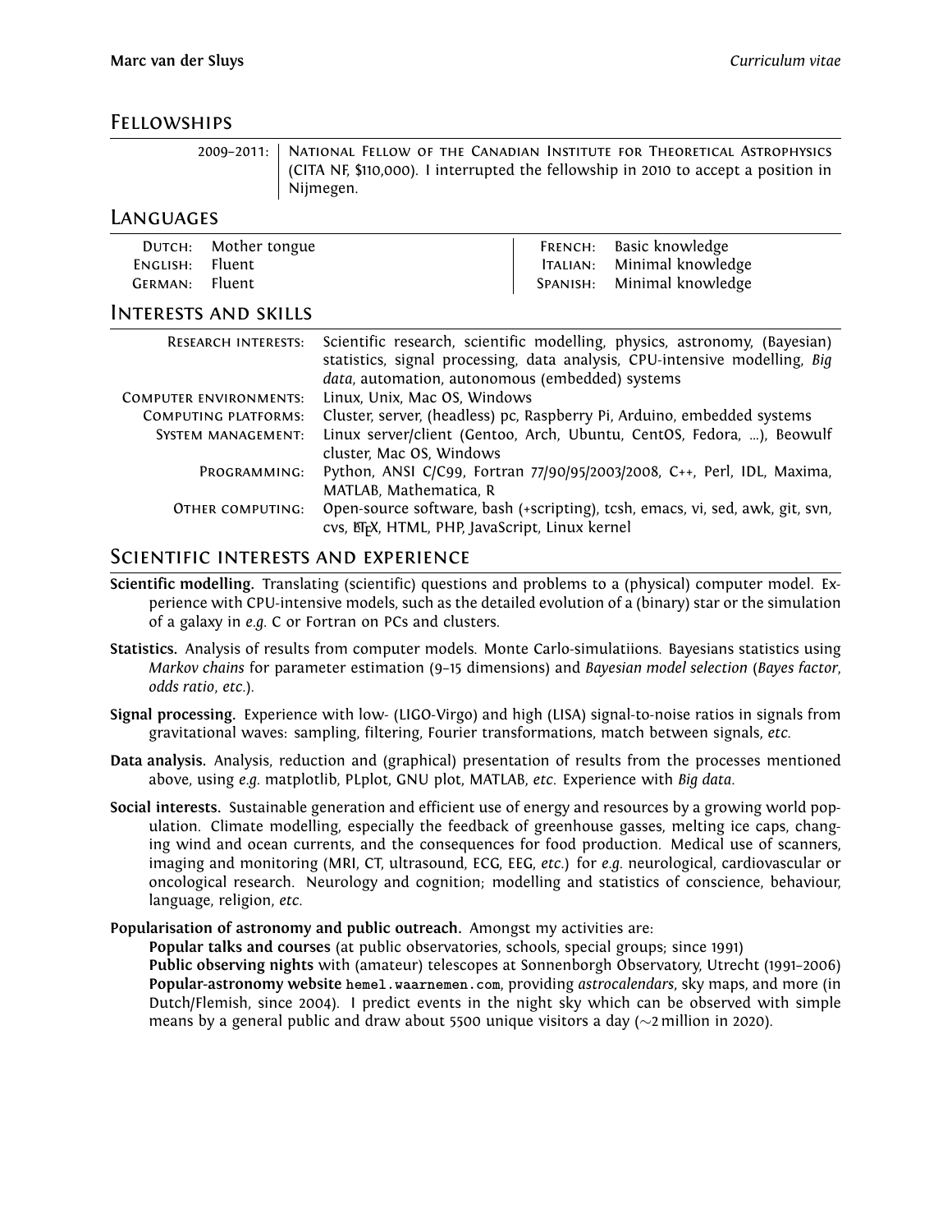## Fellowships

| | |
|---|---|
| 2009–2011: | National Fellow of the Canadian Institute for Theoretical Astrophysics (CITA NF, $110,000). I interrupted the fellowship in 2010 to accept a position in Nijmegen. |

## Languages

| | | | |
|---|---|---|---|
| Dutch: | Mother tongue | French: | Basic knowledge |
| English: | Fluent | Italian: | Minimal knowledge |
| German: | Fluent | Spanish: | Minimal knowledge |

## Interests and skills

| | |
|---|---|
| Research interests: | Scientific research, scientific modelling, physics, astronomy, (Bayesian) statistics, signal processing, data analysis, CPU-intensive modelling, *Big data*, automation, autonomous (embedded) systems |
| Computer environments: | Linux, Unix, Mac OS, Windows |
| Computing platforms: | Cluster, server, (headless) pc, Raspberry Pi, Arduino, embedded systems |
| System management: | Linux server/client (Gentoo, Arch, Ubuntu, CentOS, Fedora, ...), Beowulf cluster, Mac OS, Windows |
| Programming: | Python, ANSI C/C99, Fortran 77/90/95/2003/2008, C++, Perl, IDL, Maxima, MATLAB, Mathematica, R |
| Other computing: | Open-source software, bash (+scripting), tcsh, emacs, vi, sed, awk, git, svn, cvs, LaTeX, HTML, PHP, JavaScript, Linux kernel |

## Scientific interests and experience

**Scientific modelling.** Translating (scientific) questions and problems to a (physical) computer model. Experience with CPU-intensive models, such as the detailed evolution of a (binary) star or the simulation of a galaxy in *e.g.* C or Fortran on PCs and clusters.

**Statistics.** Analysis of results from computer models. Monte Carlo-simulatiions. Bayesians statistics using *Markov chains* for parameter estimation (9–15 dimensions) and *Bayesian model selection* (*Bayes factor*, *odds ratio*, *etc.*).

**Signal processing.** Experience with low- (LIGO-Virgo) and high (LISA) signal-to-noise ratios in signals from gravitational waves: sampling, filtering, Fourier transformations, match between signals, *etc.*

**Data analysis.** Analysis, reduction and (graphical) presentation of results from the processes mentioned above, using *e.g.* matplotlib, PLplot, GNU plot, MATLAB, *etc.* Experience with *Big data*.

**Social interests.** Sustainable generation and efficient use of energy and resources by a growing world population. Climate modelling, especially the feedback of greenhouse gasses, melting ice caps, changing wind and ocean currents, and the consequences for food production. Medical use of scanners, imaging and monitoring (MRI, CT, ultrasound, ECG, EEG, *etc.*) for *e.g.* neurological, cardiovascular or oncological research. Neurology and cognition; modelling and statistics of conscience, behaviour, language, religion, *etc.*

**Popularisation of astronomy and public outreach.** Amongst my activities are:

**Popular talks and courses** (at public observatories, schools, special groups; since 1991)
**Public observing nights** with (amateur) telescopes at Sonnenborgh Observatory, Utrecht (1991–2006)
**Popular-astronomy website** `hemel.waarnemen.com`, providing *astrocalendars*, sky maps, and more (in Dutch/Flemish, since 2004). I predict events in the night sky which can be observed with simple means by a general public and draw about 5500 unique visitors a day ($\sim$2 million in 2020).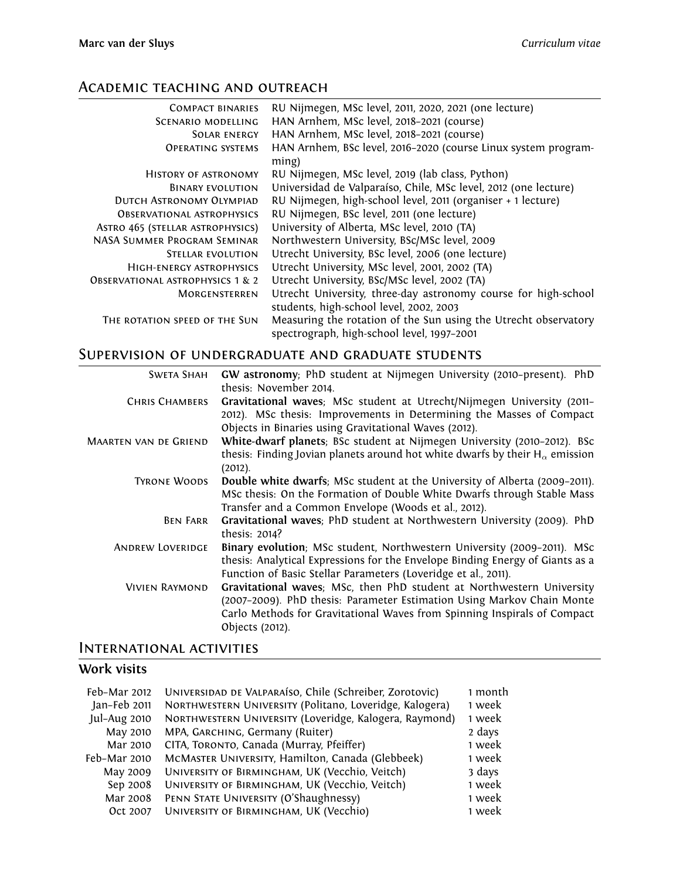## Academic teaching and outreach

| | |
|---|---|
| Compact binaries | RU Nijmegen, MSc level, 2011, 2020, 2021 (one lecture) |
| Scenario modelling | HAN Arnhem, MSc level, 2018–2021 (course) |
| Solar energy | HAN Arnhem, MSc level, 2018–2021 (course) |
| Operating systems | HAN Arnhem, BSc level, 2016–2020 (course Linux system programming) |
| History of astronomy | RU Nijmegen, MSc level, 2019 (lab class, Python) |
| Binary evolution | Universidad de Valparaíso, Chile, MSc level, 2012 (one lecture) |
| Dutch Astronomy Olympiad | RU Nijmegen, high-school level, 2011 (organiser + 1 lecture) |
| Observational astrophysics | RU Nijmegen, BSc level, 2011 (one lecture) |
| Astro 465 (stellar astrophysics) | University of Alberta, MSc level, 2010 (TA) |
| NASA Summer Program Seminar | Northwestern University, BSc/MSc level, 2009 |
| Stellar evolution | Utrecht University, BSc level, 2006 (one lecture) |
| High-energy astrophysics | Utrecht University, MSc level, 2001, 2002 (TA) |
| Observational astrophysics 1 & 2 | Utrecht University, BSc/MSc level, 2002 (TA) |
| Morgensterren | Utrecht University, three-day astronomy course for high-school students, high-school level, 2002, 2003 |
| The rotation speed of the Sun | Measuring the rotation of the Sun using the Utrecht observatory spectrograph, high-school level, 1997–2001 |

## Supervision of undergraduate and graduate students

| | |
|---|---|
| Sweta Shah | **GW astronomy**; PhD student at Nijmegen University (2010–present). PhD thesis: November 2014. |
| Chris Chambers | **Gravitational waves**; MSc student at Utrecht/Nijmegen University (2011–2012). MSc thesis: Improvements in Determining the Masses of Compact Objects in Binaries using Gravitational Waves (2012). |
| Maarten van de Griend | **White-dwarf planets**; BSc student at Nijmegen University (2010–2012). BSc thesis: Finding Jovian planets around hot white dwarfs by their $H_\alpha$ emission (2012). |
| Tyrone Woods | **Double white dwarfs**; MSc student at the University of Alberta (2009–2011). MSc thesis: On the Formation of Double White Dwarfs through Stable Mass Transfer and a Common Envelope (Woods et al., 2012). |
| Ben Farr | **Gravitational waves**; PhD student at Northwestern University (2009). PhD thesis: 2014? |
| Andrew Loveridge | **Binary evolution**; MSc student, Northwestern University (2009–2011). MSc thesis: Analytical Expressions for the Envelope Binding Energy of Giants as a Function of Basic Stellar Parameters (Loveridge et al., 2011). |
| Vivien Raymond | **Gravitational waves**; MSc, then PhD student at Northwestern University (2007–2009). PhD thesis: Parameter Estimation Using Markov Chain Monte Carlo Methods for Gravitational Waves from Spinning Inspirals of Compact Objects (2012). |

## International activities

### Work visits

| | | |
|---|---|---|
| Feb–Mar 2012 | Universidad de Valparaíso, Chile (Schreiber, Zorotovic) | 1 month |
| Jan–Feb 2011 | Northwestern University (Politano, Loveridge, Kalogera) | 1 week |
| Jul–Aug 2010 | Northwestern University (Loveridge, Kalogera, Raymond) | 1 week |
| May 2010 | MPA, Garching, Germany (Ruiter) | 2 days |
| Mar 2010 | CITA, Toronto, Canada (Murray, Pfeiffer) | 1 week |
| Feb–Mar 2010 | McMaster University, Hamilton, Canada (Glebbeek) | 1 week |
| May 2009 | University of Birmingham, UK (Vecchio, Veitch) | 3 days |
| Sep 2008 | University of Birmingham, UK (Vecchio, Veitch) | 1 week |
| Mar 2008 | Penn State University (O'Shaughnessy) | 1 week |
| Oct 2007 | University of Birmingham, UK (Vecchio) | 1 week |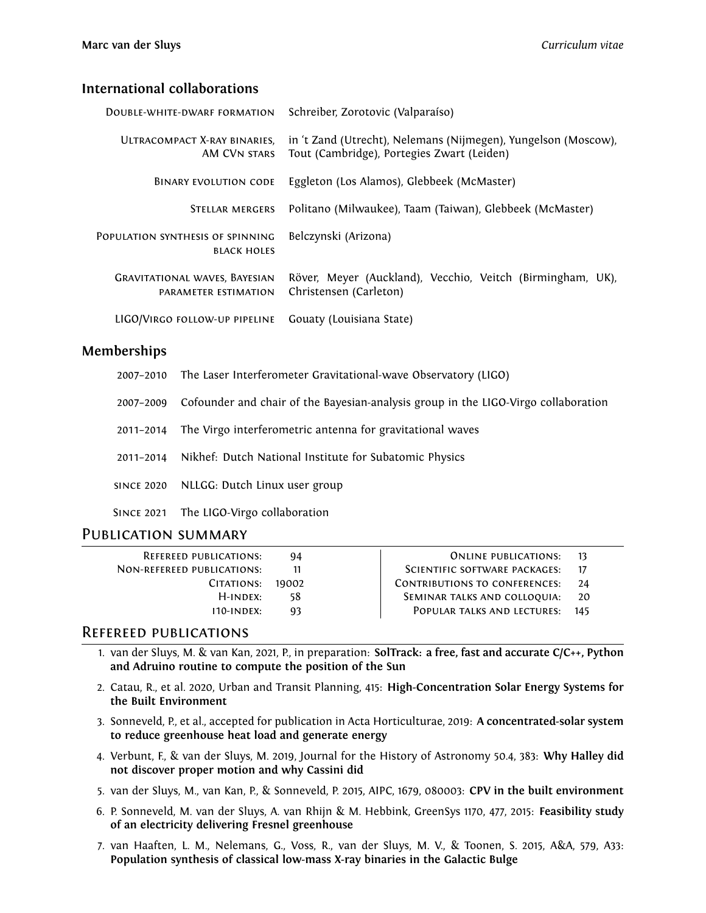## International collaborations

| | |
|---|---|
| Double-white-dwarf formation | Schreiber, Zorotovic (Valparaíso) |
| Ultracompact X-ray binaries, AM CVn stars | in 't Zand (Utrecht), Nelemans (Nijmegen), Yungelson (Moscow), Tout (Cambridge), Portegies Zwart (Leiden) |
| Binary evolution code | Eggleton (Los Alamos), Glebbeek (McMaster) |
| Stellar mergers | Politano (Milwaukee), Taam (Taiwan), Glebbeek (McMaster) |
| Population synthesis of spinning black holes | Belczynski (Arizona) |
| Gravitational waves, Bayesian parameter estimation | Röver, Meyer (Auckland), Vecchio, Veitch (Birmingham, UK), Christensen (Carleton) |
| LIGO/Virgo follow-up pipeline | Gouaty (Louisiana State) |

## Memberships

| | |
|---|---|
| 2007–2010 | The Laser Interferometer Gravitational-wave Observatory (LIGO) |
| 2007–2009 | Cofounder and chair of the Bayesian-analysis group in the LIGO-Virgo collaboration |
| 2011–2014 | The Virgo interferometric antenna for gravitational waves |
| 2011–2014 | Nikhef: Dutch National Institute for Subatomic Physics |
| since 2020 | NLLGG: Dutch Linux user group |
| Since 2021 | The LIGO-Virgo collaboration |

# Publication summary

| | | | |
|---|---|---|---|
| Refereed publications: | 94 | Online publications: | 13 |
| Non-refereed publications: | 11 | Scientific software packages: | 17 |
| Citations: | 19002 | Contributions to conferences: | 24 |
| H-index: | 58 | Seminar talks and colloquia: | 20 |
| i10-index: | 93 | Popular talks and lectures: | 145 |

# Refereed publications

1. van der Sluys, M. & van Kan, 2021, P., in preparation: **SolTrack: a free, fast and accurate C/C++, Python and Adruino routine to compute the position of the Sun**
2. Catau, R., et al. 2020, Urban and Transit Planning, 415: **High-Concentration Solar Energy Systems for the Built Environment**
3. Sonneveld, P., et al., accepted for publication in Acta Horticulturae, 2019: **A concentrated-solar system to reduce greenhouse heat load and generate energy**
4. Verbunt, F., & van der Sluys, M. 2019, Journal for the History of Astronomy 50.4, 383: **Why Halley did not discover proper motion and why Cassini did**
5. van der Sluys, M., van Kan, P., & Sonneveld, P. 2015, AIPC, 1679, 080003: **CPV in the built environment**
6. P. Sonneveld, M. van der Sluys, A. van Rhijn & M. Hebbink, GreenSys 1170, 477, 2015: **Feasibility study of an electricity delivering Fresnel greenhouse**
7. van Haaften, L. M., Nelemans, G., Voss, R., van der Sluys, M. V., & Toonen, S. 2015, A&A, 579, A33: **Population synthesis of classical low-mass X-ray binaries in the Galactic Bulge**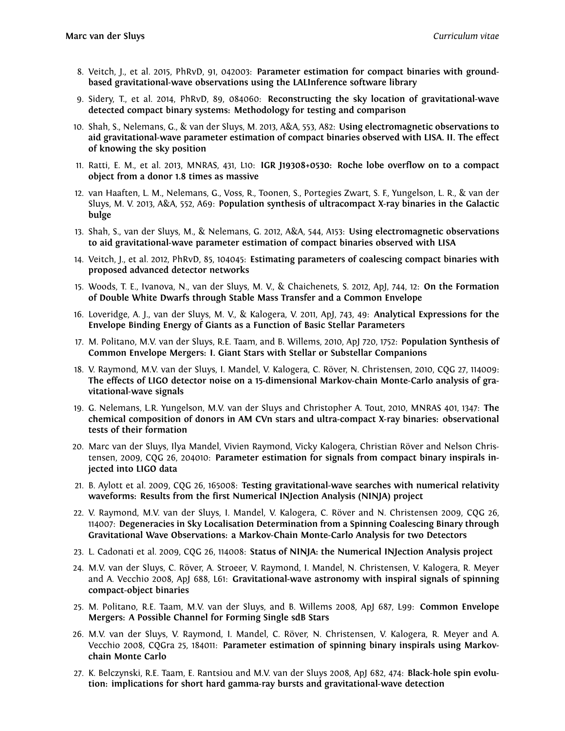8. Veitch, J., et al. 2015, PhRvD, 91, 042003: **Parameter estimation for compact binaries with ground-based gravitational-wave observations using the LALInference software library**
9. Sidery, T., et al. 2014, PhRvD, 89, 084060: **Reconstructing the sky location of gravitational-wave detected compact binary systems: Methodology for testing and comparison**
10. Shah, S., Nelemans, G., & van der Sluys, M. 2013, A&A, 553, A82: **Using electromagnetic observations to aid gravitational-wave parameter estimation of compact binaries observed with LISA. II. The effect of knowing the sky position**
11. Ratti, E. M., et al. 2013, MNRAS, 431, L10: **IGR J19308+0530: Roche lobe overflow on to a compact object from a donor 1.8 times as massive**
12. van Haaften, L. M., Nelemans, G., Voss, R., Toonen, S., Portegies Zwart, S. F., Yungelson, L. R., & van der Sluys, M. V. 2013, A&A, 552, A69: **Population synthesis of ultracompact X-ray binaries in the Galactic bulge**
13. Shah, S., van der Sluys, M., & Nelemans, G. 2012, A&A, 544, A153: **Using electromagnetic observations to aid gravitational-wave parameter estimation of compact binaries observed with LISA**
14. Veitch, J., et al. 2012, PhRvD, 85, 104045: **Estimating parameters of coalescing compact binaries with proposed advanced detector networks**
15. Woods, T. E., Ivanova, N., van der Sluys, M. V., & Chaichenets, S. 2012, ApJ, 744, 12: **On the Formation of Double White Dwarfs through Stable Mass Transfer and a Common Envelope**
16. Loveridge, A. J., van der Sluys, M. V., & Kalogera, V. 2011, ApJ, 743, 49: **Analytical Expressions for the Envelope Binding Energy of Giants as a Function of Basic Stellar Parameters**
17. M. Politano, M.V. van der Sluys, R.E. Taam, and B. Willems, 2010, ApJ 720, 1752: **Population Synthesis of Common Envelope Mergers: I. Giant Stars with Stellar or Substellar Companions**
18. V. Raymond, M.V. van der Sluys, I. Mandel, V. Kalogera, C. Röver, N. Christensen, 2010, CQG 27, 114009: **The effects of LIGO detector noise on a 15-dimensional Markov-chain Monte-Carlo analysis of gravitational-wave signals**
19. G. Nelemans, L.R. Yungelson, M.V. van der Sluys and Christopher A. Tout, 2010, MNRAS 401, 1347: **The chemical composition of donors in AM CVn stars and ultra-compact X-ray binaries: observational tests of their formation**
20. Marc van der Sluys, Ilya Mandel, Vivien Raymond, Vicky Kalogera, Christian Röver and Nelson Christensen, 2009, CQG 26, 204010: **Parameter estimation for signals from compact binary inspirals injected into LIGO data**
21. B. Aylott et al. 2009, CQG 26, 165008: **Testing gravitational-wave searches with numerical relativity waveforms: Results from the first Numerical INJection Analysis (NINJA) project**
22. V. Raymond, M.V. van der Sluys, I. Mandel, V. Kalogera, C. Röver and N. Christensen 2009, CQG 26, 114007: **Degeneracies in Sky Localisation Determination from a Spinning Coalescing Binary through Gravitational Wave Observations: a Markov-Chain Monte-Carlo Analysis for two Detectors**
23. L. Cadonati et al. 2009, CQG 26, 114008: **Status of NINJA: the Numerical INJection Analysis project**
24. M.V. van der Sluys, C. Röver, A. Stroeer, V. Raymond, I. Mandel, N. Christensen, V. Kalogera, R. Meyer and A. Vecchio 2008, ApJ 688, L61: **Gravitational-wave astronomy with inspiral signals of spinning compact-object binaries**
25. M. Politano, R.E. Taam, M.V. van der Sluys, and B. Willems 2008, ApJ 687, L99: **Common Envelope Mergers: A Possible Channel for Forming Single sdB Stars**
26. M.V. van der Sluys, V. Raymond, I. Mandel, C. Röver, N. Christensen, V. Kalogera, R. Meyer and A. Vecchio 2008, CQGra 25, 184011: **Parameter estimation of spinning binary inspirals using Markov-chain Monte Carlo**
27. K. Belczynski, R.E. Taam, E. Rantsiou and M.V. van der Sluys 2008, ApJ 682, 474: **Black-hole spin evolution: implications for short hard gamma-ray bursts and gravitational-wave detection**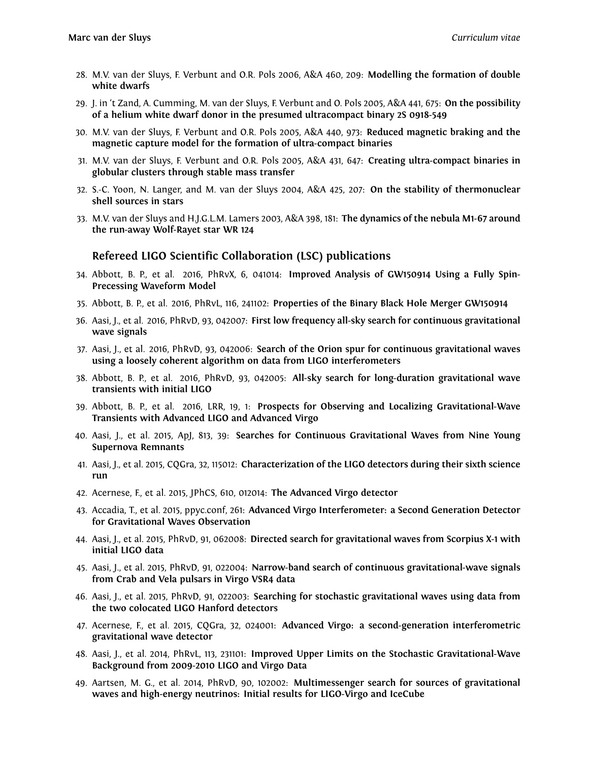28. M.V. van der Sluys, F. Verbunt and O.R. Pols 2006, A&A 460, 209: **Modelling the formation of double white dwarfs**
29. J. in 't Zand, A. Cumming, M. van der Sluys, F. Verbunt and O. Pols 2005, A&A 441, 675: **On the possibility of a helium white dwarf donor in the presumed ultracompact binary 2S 0918-549**
30. M.V. van der Sluys, F. Verbunt and O.R. Pols 2005, A&A 440, 973: **Reduced magnetic braking and the magnetic capture model for the formation of ultra-compact binaries**
31. M.V. van der Sluys, F. Verbunt and O.R. Pols 2005, A&A 431, 647: **Creating ultra-compact binaries in globular clusters through stable mass transfer**
32. S.-C. Yoon, N. Langer, and M. van der Sluys 2004, A&A 425, 207: **On the stability of thermonuclear shell sources in stars**
33. M.V. van der Sluys and H.J.G.L.M. Lamers 2003, A&A 398, 181: **The dynamics of the nebula M1-67 around the run-away Wolf-Rayet star WR 124**

## Refereed LIGO Scientific Collaboration (LSC) publications

34. Abbott, B. P., et al. 2016, PhRvX, 6, 041014: **Improved Analysis of GW150914 Using a Fully Spin-Precessing Waveform Model**
35. Abbott, B. P., et al. 2016, PhRvL, 116, 241102: **Properties of the Binary Black Hole Merger GW150914**
36. Aasi, J., et al. 2016, PhRvD, 93, 042007: **First low frequency all-sky search for continuous gravitational wave signals**
37. Aasi, J., et al. 2016, PhRvD, 93, 042006: **Search of the Orion spur for continuous gravitational waves using a loosely coherent algorithm on data from LIGO interferometers**
38. Abbott, B. P., et al. 2016, PhRvD, 93, 042005: **All-sky search for long-duration gravitational wave transients with initial LIGO**
39. Abbott, B. P., et al. 2016, LRR, 19, 1: **Prospects for Observing and Localizing Gravitational-Wave Transients with Advanced LIGO and Advanced Virgo**
40. Aasi, J., et al. 2015, ApJ, 813, 39: **Searches for Continuous Gravitational Waves from Nine Young Supernova Remnants**
41. Aasi, J., et al. 2015, CQGra, 32, 115012: **Characterization of the LIGO detectors during their sixth science run**
42. Acernese, F., et al. 2015, JPhCS, 610, 012014: **The Advanced Virgo detector**
43. Accadia, T., et al. 2015, ppyc.conf, 261: **Advanced Virgo Interferometer: a Second Generation Detector for Gravitational Waves Observation**
44. Aasi, J., et al. 2015, PhRvD, 91, 062008: **Directed search for gravitational waves from Scorpius X-1 with initial LIGO data**
45. Aasi, J., et al. 2015, PhRvD, 91, 022004: **Narrow-band search of continuous gravitational-wave signals from Crab and Vela pulsars in Virgo VSR4 data**
46. Aasi, J., et al. 2015, PhRvD, 91, 022003: **Searching for stochastic gravitational waves using data from the two colocated LIGO Hanford detectors**
47. Acernese, F., et al. 2015, CQGra, 32, 024001: **Advanced Virgo: a second-generation interferometric gravitational wave detector**
48. Aasi, J., et al. 2014, PhRvL, 113, 231101: **Improved Upper Limits on the Stochastic Gravitational-Wave Background from 2009-2010 LIGO and Virgo Data**
49. Aartsen, M. G., et al. 2014, PhRvD, 90, 102002: **Multimessenger search for sources of gravitational waves and high-energy neutrinos: Initial results for LIGO-Virgo and IceCube**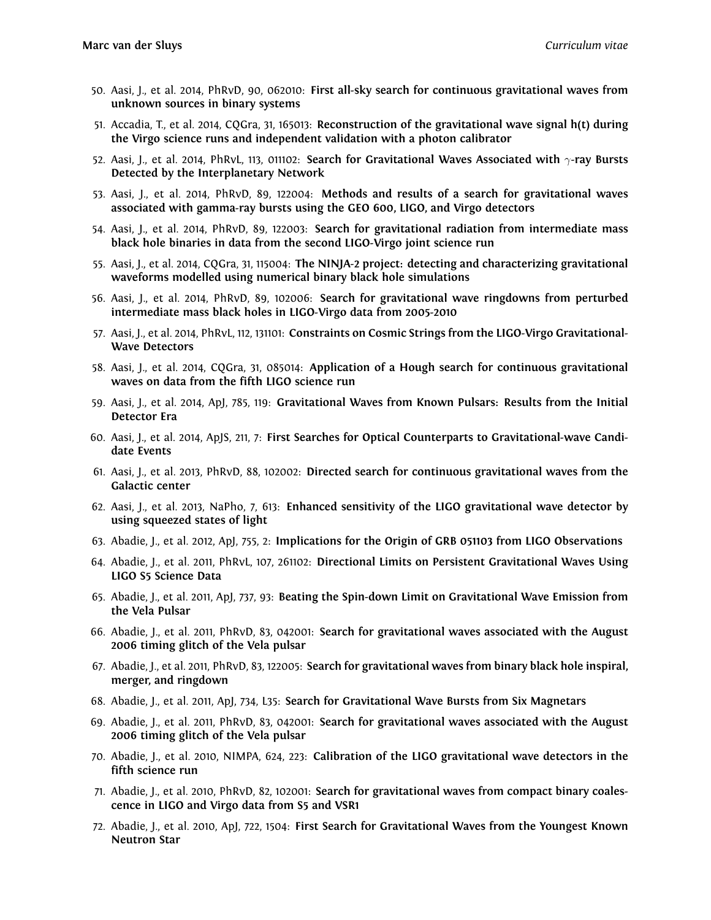50. Aasi, J., et al. 2014, PhRvD, 90, 062010: **First all-sky search for continuous gravitational waves from unknown sources in binary systems**
51. Accadia, T., et al. 2014, CQGra, 31, 165013: **Reconstruction of the gravitational wave signal h(t) during the Virgo science runs and independent validation with a photon calibrator**
52. Aasi, J., et al. 2014, PhRvL, 113, 011102: **Search for Gravitational Waves Associated with $\gamma$-ray Bursts Detected by the Interplanetary Network**
53. Aasi, J., et al. 2014, PhRvD, 89, 122004: **Methods and results of a search for gravitational waves associated with gamma-ray bursts using the GEO 600, LIGO, and Virgo detectors**
54. Aasi, J., et al. 2014, PhRvD, 89, 122003: **Search for gravitational radiation from intermediate mass black hole binaries in data from the second LIGO-Virgo joint science run**
55. Aasi, J., et al. 2014, CQGra, 31, 115004: **The NINJA-2 project: detecting and characterizing gravitational waveforms modelled using numerical binary black hole simulations**
56. Aasi, J., et al. 2014, PhRvD, 89, 102006: **Search for gravitational wave ringdowns from perturbed intermediate mass black holes in LIGO-Virgo data from 2005-2010**
57. Aasi, J., et al. 2014, PhRvL, 112, 131101: **Constraints on Cosmic Strings from the LIGO-Virgo Gravitational-Wave Detectors**
58. Aasi, J., et al. 2014, CQGra, 31, 085014: **Application of a Hough search for continuous gravitational waves on data from the fifth LIGO science run**
59. Aasi, J., et al. 2014, ApJ, 785, 119: **Gravitational Waves from Known Pulsars: Results from the Initial Detector Era**
60. Aasi, J., et al. 2014, ApJS, 211, 7: **First Searches for Optical Counterparts to Gravitational-wave Candidate Events**
61. Aasi, J., et al. 2013, PhRvD, 88, 102002: **Directed search for continuous gravitational waves from the Galactic center**
62. Aasi, J., et al. 2013, NaPho, 7, 613: **Enhanced sensitivity of the LIGO gravitational wave detector by using squeezed states of light**
63. Abadie, J., et al. 2012, ApJ, 755, 2: **Implications for the Origin of GRB 051103 from LIGO Observations**
64. Abadie, J., et al. 2011, PhRvL, 107, 261102: **Directional Limits on Persistent Gravitational Waves Using LIGO S5 Science Data**
65. Abadie, J., et al. 2011, ApJ, 737, 93: **Beating the Spin-down Limit on Gravitational Wave Emission from the Vela Pulsar**
66. Abadie, J., et al. 2011, PhRvD, 83, 042001: **Search for gravitational waves associated with the August 2006 timing glitch of the Vela pulsar**
67. Abadie, J., et al. 2011, PhRvD, 83, 122005: **Search for gravitational waves from binary black hole inspiral, merger, and ringdown**
68. Abadie, J., et al. 2011, ApJ, 734, L35: **Search for Gravitational Wave Bursts from Six Magnetars**
69. Abadie, J., et al. 2011, PhRvD, 83, 042001: **Search for gravitational waves associated with the August 2006 timing glitch of the Vela pulsar**
70. Abadie, J., et al. 2010, NIMPA, 624, 223: **Calibration of the LIGO gravitational wave detectors in the fifth science run**
71. Abadie, J., et al. 2010, PhRvD, 82, 102001: **Search for gravitational waves from compact binary coalescence in LIGO and Virgo data from S5 and VSR1**
72. Abadie, J., et al. 2010, ApJ, 722, 1504: **First Search for Gravitational Waves from the Youngest Known Neutron Star**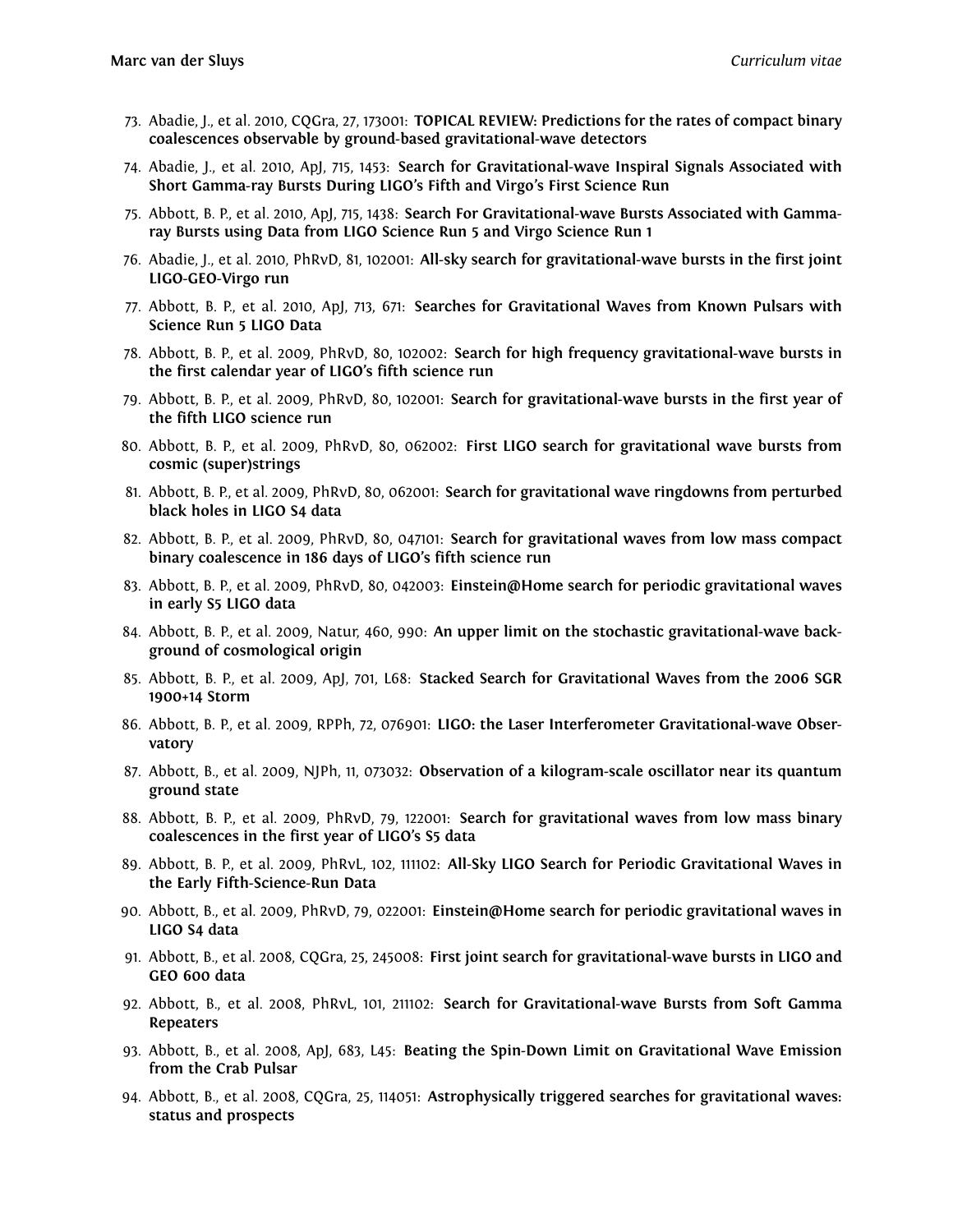73. Abadie, J., et al. 2010, CQGra, 27, 173001: **TOPICAL REVIEW: Predictions for the rates of compact binary coalescences observable by ground-based gravitational-wave detectors**
74. Abadie, J., et al. 2010, ApJ, 715, 1453: **Search for Gravitational-wave Inspiral Signals Associated with Short Gamma-ray Bursts During LIGO's Fifth and Virgo's First Science Run**
75. Abbott, B. P., et al. 2010, ApJ, 715, 1438: **Search For Gravitational-wave Bursts Associated with Gamma-ray Bursts using Data from LIGO Science Run 5 and Virgo Science Run 1**
76. Abadie, J., et al. 2010, PhRvD, 81, 102001: **All-sky search for gravitational-wave bursts in the first joint LIGO-GEO-Virgo run**
77. Abbott, B. P., et al. 2010, ApJ, 713, 671: **Searches for Gravitational Waves from Known Pulsars with Science Run 5 LIGO Data**
78. Abbott, B. P., et al. 2009, PhRvD, 80, 102002: **Search for high frequency gravitational-wave bursts in the first calendar year of LIGO's fifth science run**
79. Abbott, B. P., et al. 2009, PhRvD, 80, 102001: **Search for gravitational-wave bursts in the first year of the fifth LIGO science run**
80. Abbott, B. P., et al. 2009, PhRvD, 80, 062002: **First LIGO search for gravitational wave bursts from cosmic (super)strings**
81. Abbott, B. P., et al. 2009, PhRvD, 80, 062001: **Search for gravitational wave ringdowns from perturbed black holes in LIGO S4 data**
82. Abbott, B. P., et al. 2009, PhRvD, 80, 047101: **Search for gravitational waves from low mass compact binary coalescence in 186 days of LIGO's fifth science run**
83. Abbott, B. P., et al. 2009, PhRvD, 80, 042003: **Einstein@Home search for periodic gravitational waves in early S5 LIGO data**
84. Abbott, B. P., et al. 2009, Natur, 460, 990: **An upper limit on the stochastic gravitational-wave background of cosmological origin**
85. Abbott, B. P., et al. 2009, ApJ, 701, L68: **Stacked Search for Gravitational Waves from the 2006 SGR 1900+14 Storm**
86. Abbott, B. P., et al. 2009, RPPh, 72, 076901: **LIGO: the Laser Interferometer Gravitational-wave Observatory**
87. Abbott, B., et al. 2009, NJPh, 11, 073032: **Observation of a kilogram-scale oscillator near its quantum ground state**
88. Abbott, B. P., et al. 2009, PhRvD, 79, 122001: **Search for gravitational waves from low mass binary coalescences in the first year of LIGO's S5 data**
89. Abbott, B. P., et al. 2009, PhRvL, 102, 111102: **All-Sky LIGO Search for Periodic Gravitational Waves in the Early Fifth-Science-Run Data**
90. Abbott, B., et al. 2009, PhRvD, 79, 022001: **Einstein@Home search for periodic gravitational waves in LIGO S4 data**
91. Abbott, B., et al. 2008, CQGra, 25, 245008: **First joint search for gravitational-wave bursts in LIGO and GEO 600 data**
92. Abbott, B., et al. 2008, PhRvL, 101, 211102: **Search for Gravitational-wave Bursts from Soft Gamma Repeaters**
93. Abbott, B., et al. 2008, ApJ, 683, L45: **Beating the Spin-Down Limit on Gravitational Wave Emission from the Crab Pulsar**
94. Abbott, B., et al. 2008, CQGra, 25, 114051: **Astrophysically triggered searches for gravitational waves: status and prospects**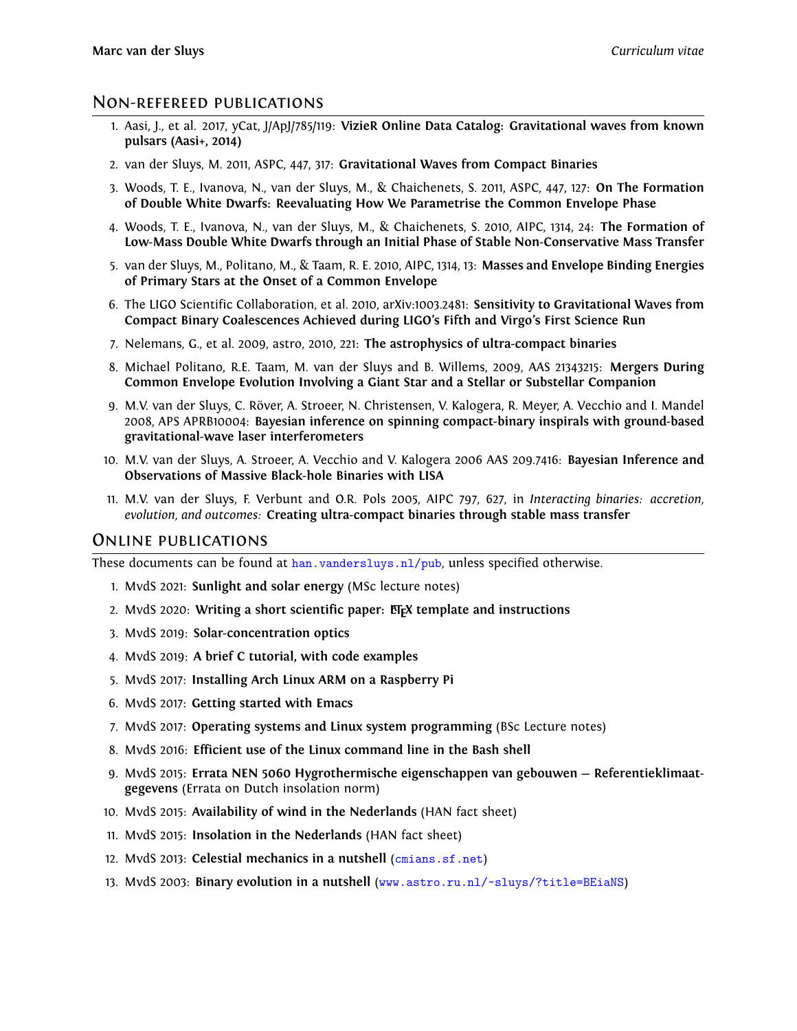## Non-refereed publications

1. Aasi, J., et al. 2017, yCat, J/ApJ/785/119: **VizieR Online Data Catalog: Gravitational waves from known pulsars (Aasi+, 2014)**
2. van der Sluys, M. 2011, ASPC, 447, 317: **Gravitational Waves from Compact Binaries**
3. Woods, T. E., Ivanova, N., van der Sluys, M., & Chaichenets, S. 2011, ASPC, 447, 127: **On The Formation of Double White Dwarfs: Reevaluating How We Parametrise the Common Envelope Phase**
4. Woods, T. E., Ivanova, N., van der Sluys, M., & Chaichenets, S. 2010, AIPC, 1314, 24: **The Formation of Low-Mass Double White Dwarfs through an Initial Phase of Stable Non-Conservative Mass Transfer**
5. van der Sluys, M., Politano, M., & Taam, R. E. 2010, AIPC, 1314, 13: **Masses and Envelope Binding Energies of Primary Stars at the Onset of a Common Envelope**
6. The LIGO Scientific Collaboration, et al. 2010, arXiv:1003.2481: **Sensitivity to Gravitational Waves from Compact Binary Coalescences Achieved during LIGO's Fifth and Virgo's First Science Run**
7. Nelemans, G., et al. 2009, astro, 2010, 221: **The astrophysics of ultra-compact binaries**
8. Michael Politano, R.E. Taam, M. van der Sluys and B. Willems, 2009, AAS 21343215: **Mergers During Common Envelope Evolution Involving a Giant Star and a Stellar or Substellar Companion**
9. M.V. van der Sluys, C. Röver, A. Stroeer, N. Christensen, V. Kalogera, R. Meyer, A. Vecchio and I. Mandel 2008, APS APRB10004: **Bayesian inference on spinning compact-binary inspirals with ground-based gravitational-wave laser interferometers**
10. M.V. van der Sluys, A. Stroeer, A. Vecchio and V. Kalogera 2006 AAS 209.7416: **Bayesian Inference and Observations of Massive Black-hole Binaries with LISA**
11. M.V. van der Sluys, F. Verbunt and O.R. Pols 2005, AIPC 797, 627, in *Interacting binaries: accretion, evolution, and outcomes:* **Creating ultra-compact binaries through stable mass transfer**

## Online publications

These documents can be found at han.vandersluys.nl/pub, unless specified otherwise.

1. MvdS 2021: **Sunlight and solar energy** (MSc lecture notes)
2. MvdS 2020: **Writing a short scientific paper: LaTeX template and instructions**
3. MvdS 2019: **Solar-concentration optics**
4. MvdS 2019: **A brief C tutorial, with code examples**
5. MvdS 2017: **Installing Arch Linux ARM on a Raspberry Pi**
6. MvdS 2017: **Getting started with Emacs**
7. MvdS 2017: **Operating systems and Linux system programming** (BSc Lecture notes)
8. MvdS 2016: **Efficient use of the Linux command line in the Bash shell**
9. MvdS 2015: **Errata NEN 5060 Hygrothermische eigenschappen van gebouwen – Referentieklimaatgegevens** (Errata on Dutch insolation norm)
10. MvdS 2015: **Availability of wind in the Nederlands** (HAN fact sheet)
11. MvdS 2015: **Insolation in the Nederlands** (HAN fact sheet)
12. MvdS 2013: **Celestial mechanics in a nutshell** (cmians.sf.net)
13. MvdS 2003: **Binary evolution in a nutshell** (www.astro.ru.nl/~sluys/?title=BEiaNS)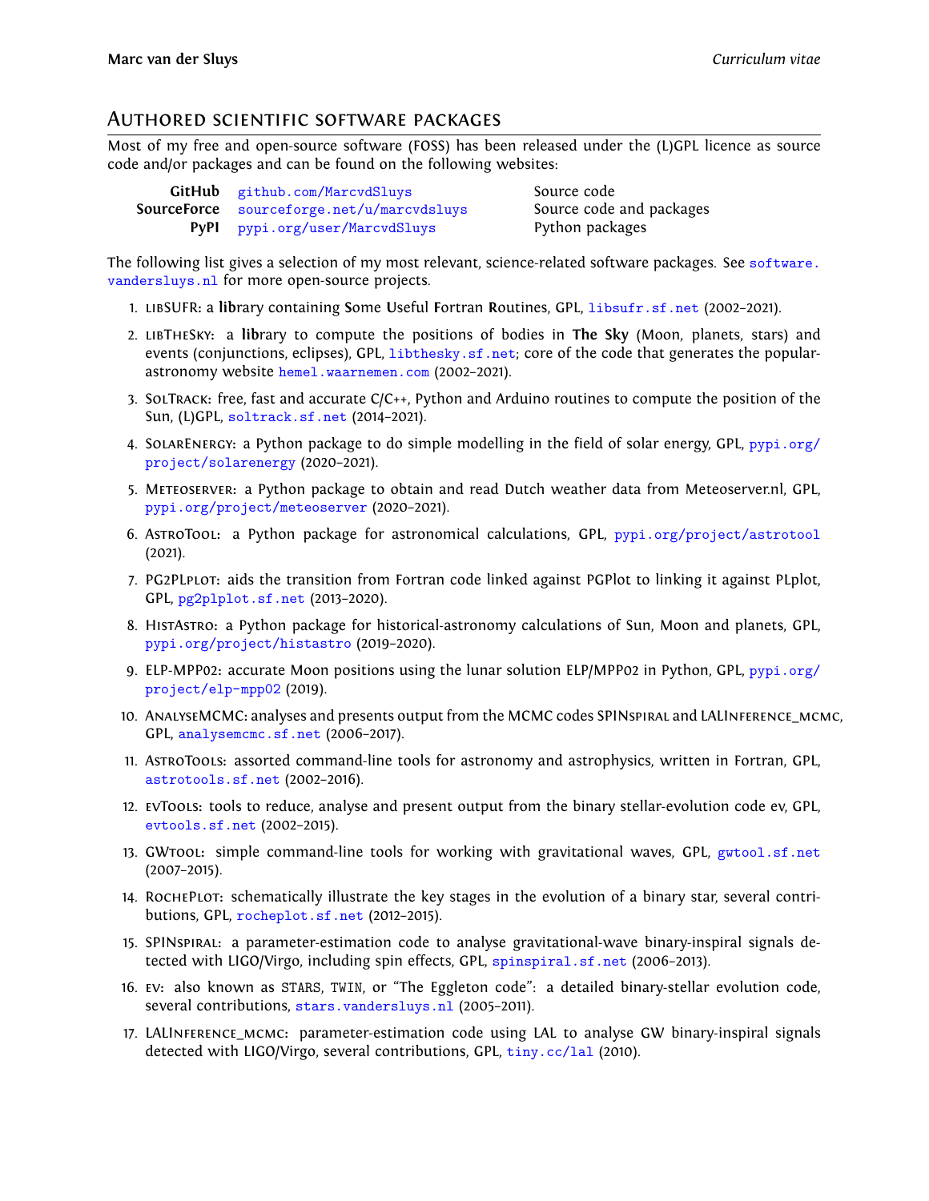## Authored scientific software packages

Most of my free and open-source software (FOSS) has been released under the (L)GPL licence as source code and/or packages and can be found on the following websites:

| | | |
|---|---|---|
| **GitHub** | github.com/MarcvdSluys | Source code |
| **SourceForce** | sourceforge.net/u/marcvdsluys | Source code and packages |
| **PyPI** | pypi.org/user/MarcvdSluys | Python packages |

The following list gives a selection of my most relevant, science-related software packages. See software.vandersluys.nl for more open-source projects.

1. libSUFR: a **lib**rary containing **S**ome **U**seful **F**ortran **R**outines, GPL, libsufr.sf.net (2002–2021).
2. libTheSky: a **lib**rary to compute the positions of bodies in **The Sky** (Moon, planets, stars) and events (conjunctions, eclipses), GPL, libthesky.sf.net; core of the code that generates the popular-astronomy website hemel.waarnemen.com (2002–2021).
3. SolTrack: free, fast and accurate C/C++, Python and Arduino routines to compute the position of the Sun, (L)GPL, soltrack.sf.net (2014–2021).
4. SolarEnergy: a Python package to do simple modelling in the field of solar energy, GPL, pypi.org/project/solarenergy (2020–2021).
5. Meteoserver: a Python package to obtain and read Dutch weather data from Meteoserver.nl, GPL, pypi.org/project/meteoserver (2020–2021).
6. AstroTool: a Python package for astronomical calculations, GPL, pypi.org/project/astrotool (2021).
7. PG2PLplot: aids the transition from Fortran code linked against PGPlot to linking it against PLplot, GPL, pg2plplot.sf.net (2013–2020).
8. HistAstro: a Python package for historical-astronomy calculations of Sun, Moon and planets, GPL, pypi.org/project/histastro (2019–2020).
9. ELP-MPP02: accurate Moon positions using the lunar solution ELP/MPP02 in Python, GPL, pypi.org/project/elp-mpp02 (2019).
10. AnalyseMCMC: analyses and presents output from the MCMC codes SPINspiral and LALInference_mcmc, GPL, analysemcmc.sf.net (2006–2017).
11. AstroTools: assorted command-line tools for astronomy and astrophysics, written in Fortran, GPL, astrotools.sf.net (2002–2016).
12. evTools: tools to reduce, analyse and present output from the binary stellar-evolution code ev, GPL, evtools.sf.net (2002–2015).
13. GWtool: simple command-line tools for working with gravitational waves, GPL, gwtool.sf.net (2007–2015).
14. RochePlot: schematically illustrate the key stages in the evolution of a binary star, several contributions, GPL, rocheplot.sf.net (2012–2015).
15. SPINspiral: a parameter-estimation code to analyse gravitational-wave binary-inspiral signals detected with LIGO/Virgo, including spin effects, GPL, spinspiral.sf.net (2006–2013).
16. ev: also known as STARS, TWIN, or "The Eggleton code": a detailed binary-stellar evolution code, several contributions, stars.vandersluys.nl (2005–2011).
17. LALInference_mcmc: parameter-estimation code using LAL to analyse GW binary-inspiral signals detected with LIGO/Virgo, several contributions, GPL, tiny.cc/lal (2010).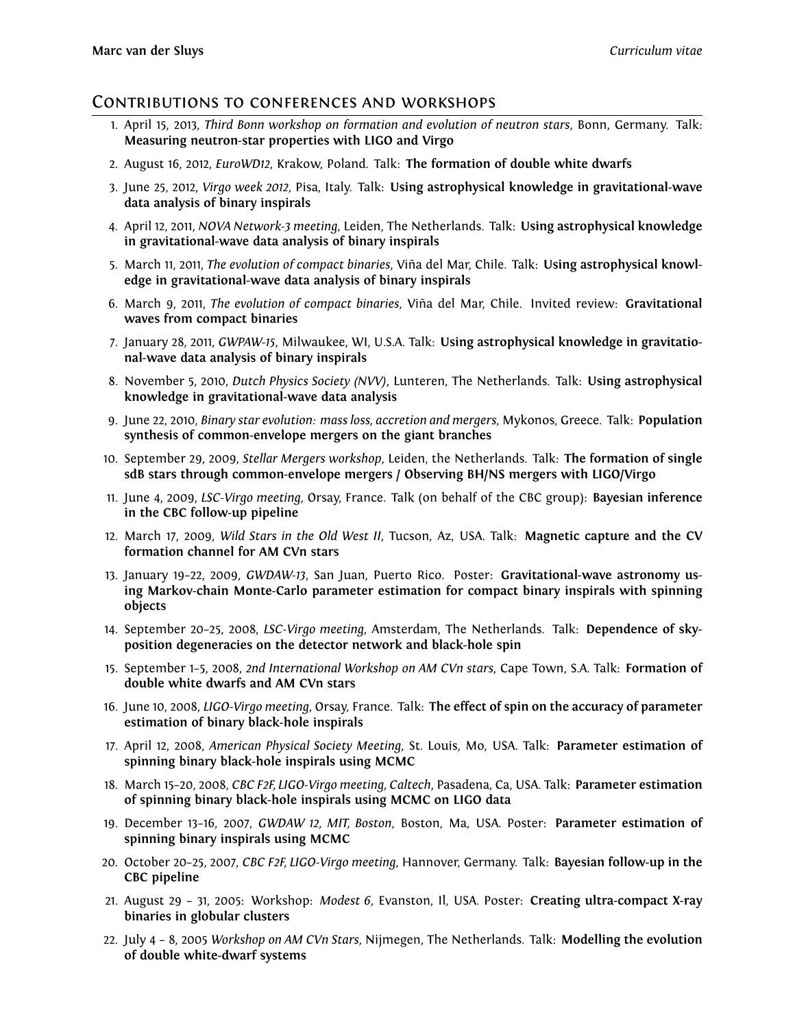## Contributions to conferences and workshops

1. April 15, 2013, *Third Bonn workshop on formation and evolution of neutron stars*, Bonn, Germany. Talk: **Measuring neutron-star properties with LIGO and Virgo**
2. August 16, 2012, *EuroWD12*, Krakow, Poland. Talk: **The formation of double white dwarfs**
3. June 25, 2012, *Virgo week 2012*, Pisa, Italy. Talk: **Using astrophysical knowledge in gravitational-wave data analysis of binary inspirals**
4. April 12, 2011, *NOVA Network-3 meeting*, Leiden, The Netherlands. Talk: **Using astrophysical knowledge in gravitational-wave data analysis of binary inspirals**
5. March 11, 2011, *The evolution of compact binaries*, Viña del Mar, Chile. Talk: **Using astrophysical knowledge in gravitational-wave data analysis of binary inspirals**
6. March 9, 2011, *The evolution of compact binaries*, Viña del Mar, Chile. Invited review: **Gravitational waves from compact binaries**
7. January 28, 2011, *GWPAW-15*, Milwaukee, WI, U.S.A. Talk: **Using astrophysical knowledge in gravitational-wave data analysis of binary inspirals**
8. November 5, 2010, *Dutch Physics Society (NVV)*, Lunteren, The Netherlands. Talk: **Using astrophysical knowledge in gravitational-wave data analysis**
9. June 22, 2010, *Binary star evolution: mass loss, accretion and mergers*, Mykonos, Greece. Talk: **Population synthesis of common-envelope mergers on the giant branches**
10. September 29, 2009, *Stellar Mergers workshop*, Leiden, the Netherlands. Talk: **The formation of single sdB stars through common-envelope mergers / Observing BH/NS mergers with LIGO/Virgo**
11. June 4, 2009, *LSC-Virgo meeting*, Orsay, France. Talk (on behalf of the CBC group): **Bayesian inference in the CBC follow-up pipeline**
12. March 17, 2009, *Wild Stars in the Old West II*, Tucson, Az, USA. Talk: **Magnetic capture and the CV formation channel for AM CVn stars**
13. January 19–22, 2009, *GWDAW-13*, San Juan, Puerto Rico. Poster: **Gravitational-wave astronomy using Markov-chain Monte-Carlo parameter estimation for compact binary inspirals with spinning objects**
14. September 20–25, 2008, *LSC-Virgo meeting*, Amsterdam, The Netherlands. Talk: **Dependence of sky-position degeneracies on the detector network and black-hole spin**
15. September 1–5, 2008, *2nd International Workshop on AM CVn stars*, Cape Town, S.A. Talk: **Formation of double white dwarfs and AM CVn stars**
16. June 10, 2008, *LIGO-Virgo meeting*, Orsay, France. Talk: **The effect of spin on the accuracy of parameter estimation of binary black-hole inspirals**
17. April 12, 2008, *American Physical Society Meeting*, St. Louis, Mo, USA. Talk: **Parameter estimation of spinning binary black-hole inspirals using MCMC**
18. March 15–20, 2008, *CBC F2F, LIGO-Virgo meeting, Caltech*, Pasadena, Ca, USA. Talk: **Parameter estimation of spinning binary black-hole inspirals using MCMC on LIGO data**
19. December 13–16, 2007, *GWDAW 12, MIT, Boston*, Boston, Ma, USA. Poster: **Parameter estimation of spinning binary inspirals using MCMC**
20. October 20–25, 2007, *CBC F2F, LIGO-Virgo meeting*, Hannover, Germany. Talk: **Bayesian follow-up in the CBC pipeline**
21. August 29 – 31, 2005: Workshop: *Modest 6*, Evanston, Il, USA. Poster: **Creating ultra-compact X-ray binaries in globular clusters**
22. July 4 – 8, 2005 *Workshop on AM CVn Stars*, Nijmegen, The Netherlands. Talk: **Modelling the evolution of double white-dwarf systems**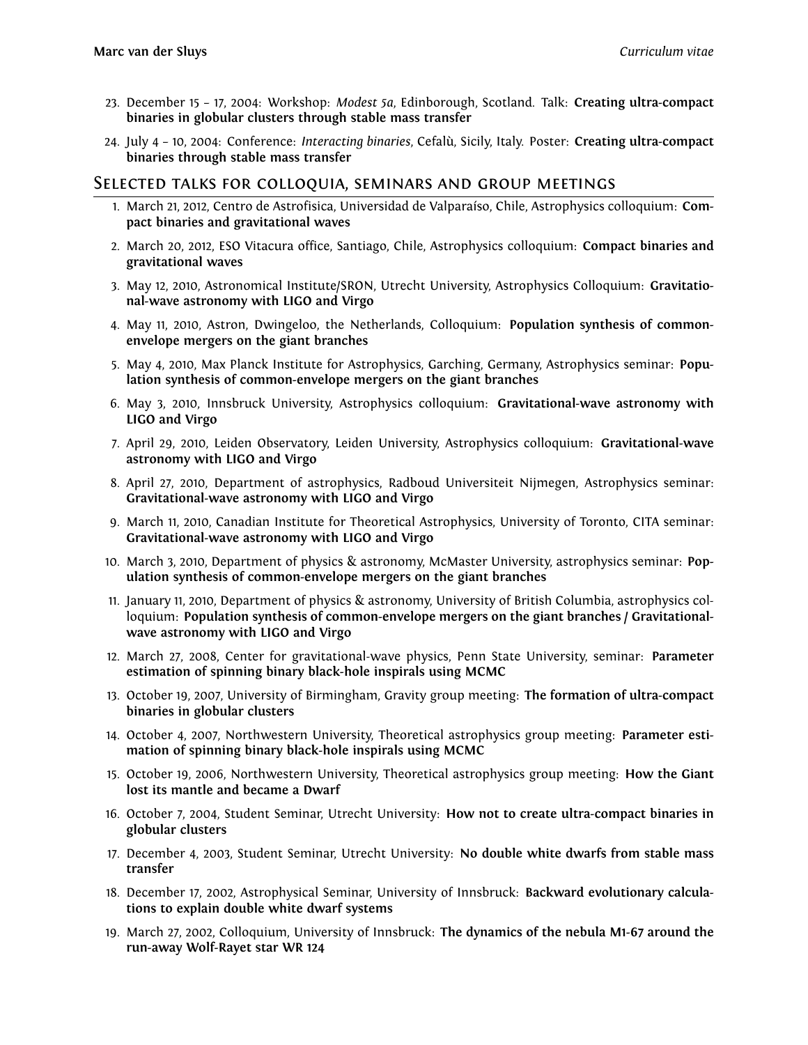23. December 15 – 17, 2004: Workshop: *Modest 5a*, Edinborough, Scotland. Talk: **Creating ultra-compact binaries in globular clusters through stable mass transfer**
24. July 4 – 10, 2004: Conference: *Interacting binaries*, Cefalù, Sicily, Italy. Poster: **Creating ultra-compact binaries through stable mass transfer**

## Selected talks for colloquia, seminars and group meetings

1. March 21, 2012, Centro de Astrofisica, Universidad de Valparaíso, Chile, Astrophysics colloquium: **Compact binaries and gravitational waves**
2. March 20, 2012, ESO Vitacura office, Santiago, Chile, Astrophysics colloquium: **Compact binaries and gravitational waves**
3. May 12, 2010, Astronomical Institute/SRON, Utrecht University, Astrophysics Colloquium: **Gravitational-wave astronomy with LIGO and Virgo**
4. May 11, 2010, Astron, Dwingeloo, the Netherlands, Colloquium: **Population synthesis of common-envelope mergers on the giant branches**
5. May 4, 2010, Max Planck Institute for Astrophysics, Garching, Germany, Astrophysics seminar: **Population synthesis of common-envelope mergers on the giant branches**
6. May 3, 2010, Innsbruck University, Astrophysics colloquium: **Gravitational-wave astronomy with LIGO and Virgo**
7. April 29, 2010, Leiden Observatory, Leiden University, Astrophysics colloquium: **Gravitational-wave astronomy with LIGO and Virgo**
8. April 27, 2010, Department of astrophysics, Radboud Universiteit Nijmegen, Astrophysics seminar: **Gravitational-wave astronomy with LIGO and Virgo**
9. March 11, 2010, Canadian Institute for Theoretical Astrophysics, University of Toronto, CITA seminar: **Gravitational-wave astronomy with LIGO and Virgo**
10. March 3, 2010, Department of physics & astronomy, McMaster University, astrophysics seminar: **Population synthesis of common-envelope mergers on the giant branches**
11. January 11, 2010, Department of physics & astronomy, University of British Columbia, astrophysics colloquium: **Population synthesis of common-envelope mergers on the giant branches / Gravitational-wave astronomy with LIGO and Virgo**
12. March 27, 2008, Center for gravitational-wave physics, Penn State University, seminar: **Parameter estimation of spinning binary black-hole inspirals using MCMC**
13. October 19, 2007, University of Birmingham, Gravity group meeting: **The formation of ultra-compact binaries in globular clusters**
14. October 4, 2007, Northwestern University, Theoretical astrophysics group meeting: **Parameter estimation of spinning binary black-hole inspirals using MCMC**
15. October 19, 2006, Northwestern University, Theoretical astrophysics group meeting: **How the Giant lost its mantle and became a Dwarf**
16. October 7, 2004, Student Seminar, Utrecht University: **How not to create ultra-compact binaries in globular clusters**
17. December 4, 2003, Student Seminar, Utrecht University: **No double white dwarfs from stable mass transfer**
18. December 17, 2002, Astrophysical Seminar, University of Innsbruck: **Backward evolutionary calculations to explain double white dwarf systems**
19. March 27, 2002, Colloquium, University of Innsbruck: **The dynamics of the nebula M1-67 around the run-away Wolf-Rayet star WR 124**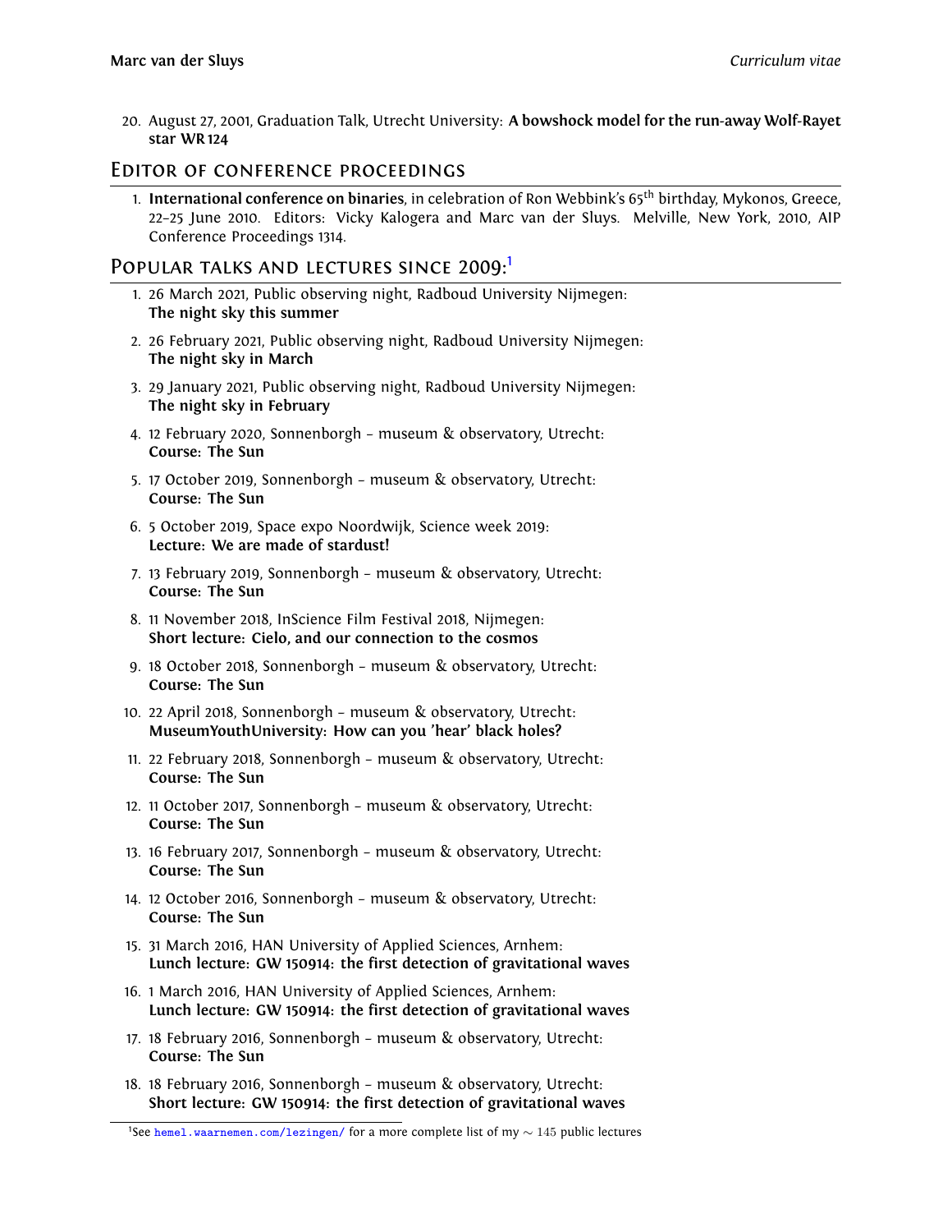20. August 27, 2001, Graduation Talk, Utrecht University: **A bowshock model for the run-away Wolf-Rayet star WR 124**

## Editor of conference proceedings

1. **International conference on binaries**, in celebration of Ron Webbink's 65$^{th}$ birthday, Mykonos, Greece, 22–25 June 2010. Editors: Vicky Kalogera and Marc van der Sluys. Melville, New York, 2010, AIP Conference Proceedings 1314.

## Popular talks and lectures since 2009:[1]

1. 26 March 2021, Public observing night, Radboud University Nijmegen:
   **The night sky this summer**
2. 26 February 2021, Public observing night, Radboud University Nijmegen:
   **The night sky in March**
3. 29 January 2021, Public observing night, Radboud University Nijmegen:
   **The night sky in February**
4. 12 February 2020, Sonnenborgh – museum & observatory, Utrecht:
   **Course: The Sun**
5. 17 October 2019, Sonnenborgh – museum & observatory, Utrecht:
   **Course: The Sun**
6. 5 October 2019, Space expo Noordwijk, Science week 2019:
   **Lecture: We are made of stardust!**
7. 13 February 2019, Sonnenborgh – museum & observatory, Utrecht:
   **Course: The Sun**
8. 11 November 2018, InScience Film Festival 2018, Nijmegen:
   **Short lecture: Cielo, and our connection to the cosmos**
9. 18 October 2018, Sonnenborgh – museum & observatory, Utrecht:
   **Course: The Sun**
10. 22 April 2018, Sonnenborgh – museum & observatory, Utrecht:
    **MuseumYouthUniversity: How can you 'hear' black holes?**
11. 22 February 2018, Sonnenborgh – museum & observatory, Utrecht:
    **Course: The Sun**
12. 11 October 2017, Sonnenborgh – museum & observatory, Utrecht:
    **Course: The Sun**
13. 16 February 2017, Sonnenborgh – museum & observatory, Utrecht:
    **Course: The Sun**
14. 12 October 2016, Sonnenborgh – museum & observatory, Utrecht:
    **Course: The Sun**
15. 31 March 2016, HAN University of Applied Sciences, Arnhem:
    **Lunch lecture: GW 150914: the first detection of gravitational waves**
16. 1 March 2016, HAN University of Applied Sciences, Arnhem:
    **Lunch lecture: GW 150914: the first detection of gravitational waves**
17. 18 February 2016, Sonnenborgh – museum & observatory, Utrecht:
    **Course: The Sun**
18. 18 February 2016, Sonnenborgh – museum & observatory, Utrecht:
    **Short lecture: GW 150914: the first detection of gravitational waves**

[1] See hemel.waarnemen.com/lezingen/ for a more complete list of my $\sim 145$ public lectures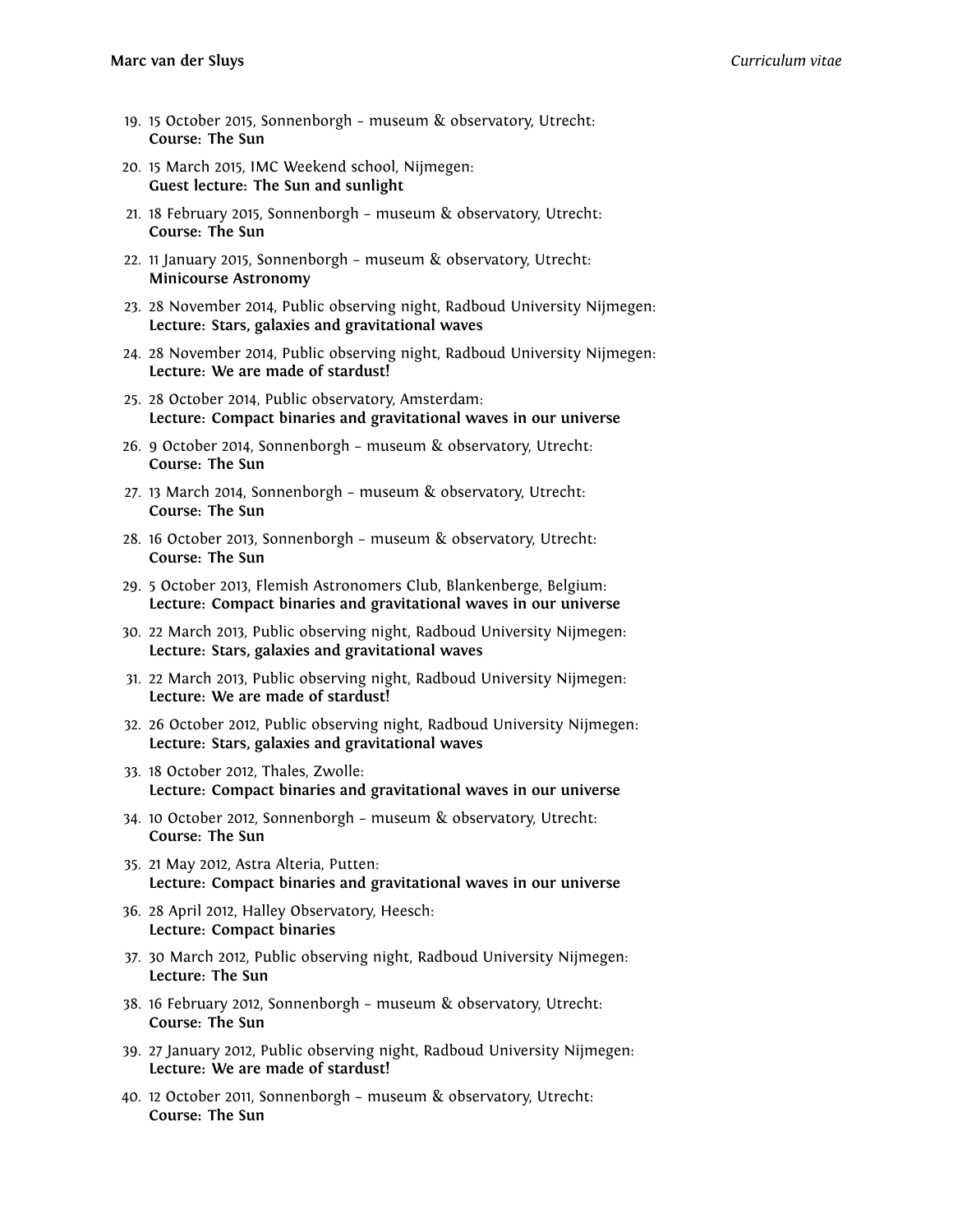19. 15 October 2015, Sonnenborgh – museum & observatory, Utrecht:
    **Course: The Sun**
20. 15 March 2015, IMC Weekend school, Nijmegen:
    **Guest lecture: The Sun and sunlight**
21. 18 February 2015, Sonnenborgh – museum & observatory, Utrecht:
    **Course: The Sun**
22. 11 January 2015, Sonnenborgh – museum & observatory, Utrecht:
    **Minicourse Astronomy**
23. 28 November 2014, Public observing night, Radboud University Nijmegen:
    **Lecture: Stars, galaxies and gravitational waves**
24. 28 November 2014, Public observing night, Radboud University Nijmegen:
    **Lecture: We are made of stardust!**
25. 28 October 2014, Public observatory, Amsterdam:
    **Lecture: Compact binaries and gravitational waves in our universe**
26. 9 October 2014, Sonnenborgh – museum & observatory, Utrecht:
    **Course: The Sun**
27. 13 March 2014, Sonnenborgh – museum & observatory, Utrecht:
    **Course: The Sun**
28. 16 October 2013, Sonnenborgh – museum & observatory, Utrecht:
    **Course: The Sun**
29. 5 October 2013, Flemish Astronomers Club, Blankenberge, Belgium:
    **Lecture: Compact binaries and gravitational waves in our universe**
30. 22 March 2013, Public observing night, Radboud University Nijmegen:
    **Lecture: Stars, galaxies and gravitational waves**
31. 22 March 2013, Public observing night, Radboud University Nijmegen:
    **Lecture: We are made of stardust!**
32. 26 October 2012, Public observing night, Radboud University Nijmegen:
    **Lecture: Stars, galaxies and gravitational waves**
33. 18 October 2012, Thales, Zwolle:
    **Lecture: Compact binaries and gravitational waves in our universe**
34. 10 October 2012, Sonnenborgh – museum & observatory, Utrecht:
    **Course: The Sun**
35. 21 May 2012, Astra Alteria, Putten:
    **Lecture: Compact binaries and gravitational waves in our universe**
36. 28 April 2012, Halley Observatory, Heesch:
    **Lecture: Compact binaries**
37. 30 March 2012, Public observing night, Radboud University Nijmegen:
    **Lecture: The Sun**
38. 16 February 2012, Sonnenborgh – museum & observatory, Utrecht:
    **Course: The Sun**
39. 27 January 2012, Public observing night, Radboud University Nijmegen:
    **Lecture: We are made of stardust!**
40. 12 October 2011, Sonnenborgh – museum & observatory, Utrecht:
    **Course: The Sun**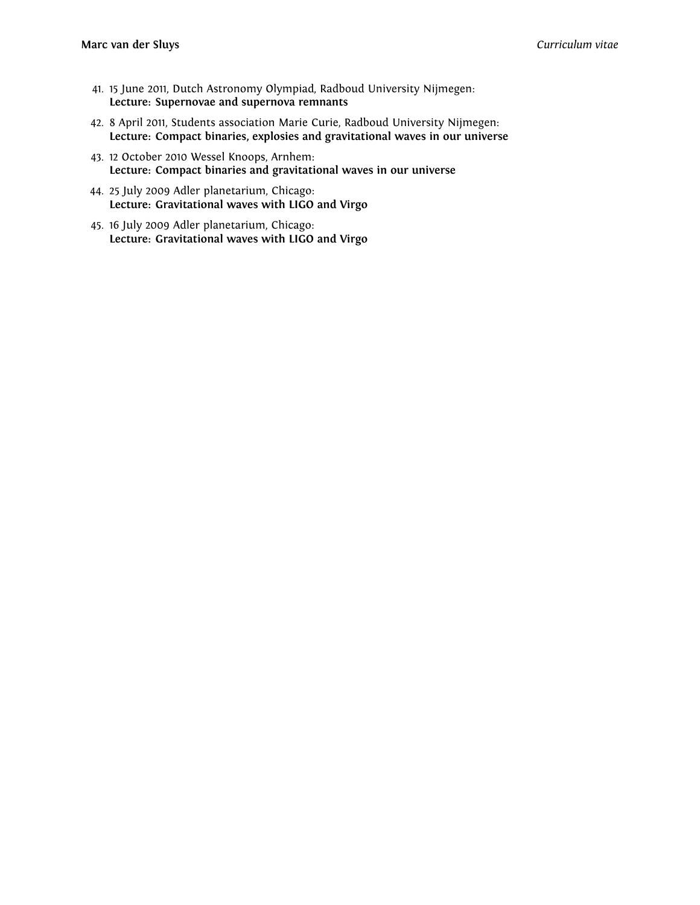41. 15 June 2011, Dutch Astronomy Olympiad, Radboud University Nijmegen:
    **Lecture: Supernovae and supernova remnants**
42. 8 April 2011, Students association Marie Curie, Radboud University Nijmegen:
    **Lecture: Compact binaries, explosies and gravitational waves in our universe**
43. 12 October 2010 Wessel Knoops, Arnhem:
    **Lecture: Compact binaries and gravitational waves in our universe**
44. 25 July 2009 Adler planetarium, Chicago:
    **Lecture: Gravitational waves with LIGO and Virgo**
45. 16 July 2009 Adler planetarium, Chicago:
    **Lecture: Gravitational waves with LIGO and Virgo**